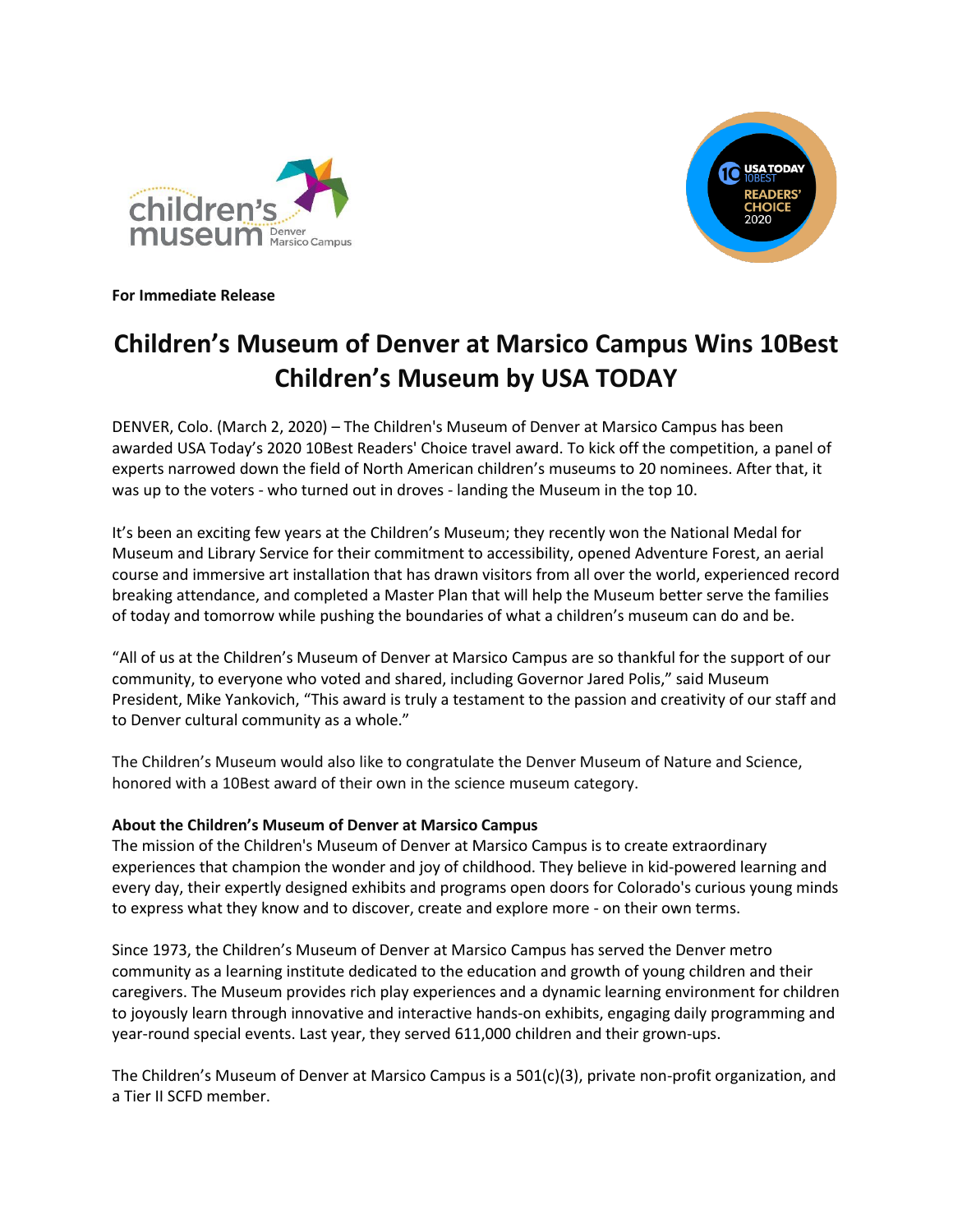**For Immediate Release**

# Children's Museum of Denver at Marsico Campus Wins 10Best Children's Museum by USA TODAY

DENVER, Colo. (March 2, 2020) – The Children's Museum of Denver at Marsico Campus has been awarded USA Today's 2020 10Best Readers' Choice travel award. To kick off the competition, a panel of experts narrowed down the field of North American children's museums to 20 nominees. After that, it was up to the voters - who turned out in droves - landing the Museum in the top 10.

It's been an exciting few years at the Children's Museum; they recently won the National Medal for Museum and Library Service for their commitment to accessibility, opened Adventure Forest, an aerial course and immersive art installation that has drawn visitors from all over the world, experienced record breaking attendance, and completed a Master Plan that will help the Museum better serve the families of today and tomorrow while pushing the boundaries of what a children's museum can do and be.

"All of us at the Children's Museum of Denver at Marsico Campus are so thankful for the support of our community, to everyone who voted and shared, including Governor Jared Polis," said Museum President, Mike Yankovich, "This award is truly a testament to the passion and creativity of our staff and to Denver cultural community as a whole."

The Children's Museum would also like to congratulate the Denver Museum of Nature and Science, honored with a 10Best award of their own in the science museum category.

**About the Children's Museum of Denver at Marsico Campus**

The mission of the Children's Museum of Denver at Marsico Campus is to create extraordinary experiences that champion the wonder and joy of childhood. They believe in kid-powered learning and every day, their expertly designed exhibits and programs open doors for Colorado's curious young minds to express what they know and to discover, create and explore more - on their own terms.

Since 1973, the Children's Museum of Denver at Marsico Campus has served the Denver metro community as a learning institute dedicated to the education and growth of young children and their caregivers. The Museum provides rich play experiences and a dynamic learning environment for children to joyously learn through innovative and interactive hands-on exhibits, engaging daily programming and year-round special events. Last year, they served 611,000 children and their grown-ups.

The Children's Museum of Denver at Marsico Campus is a 501(c)(3), private non-profit organization, and a Tier II SCFD member.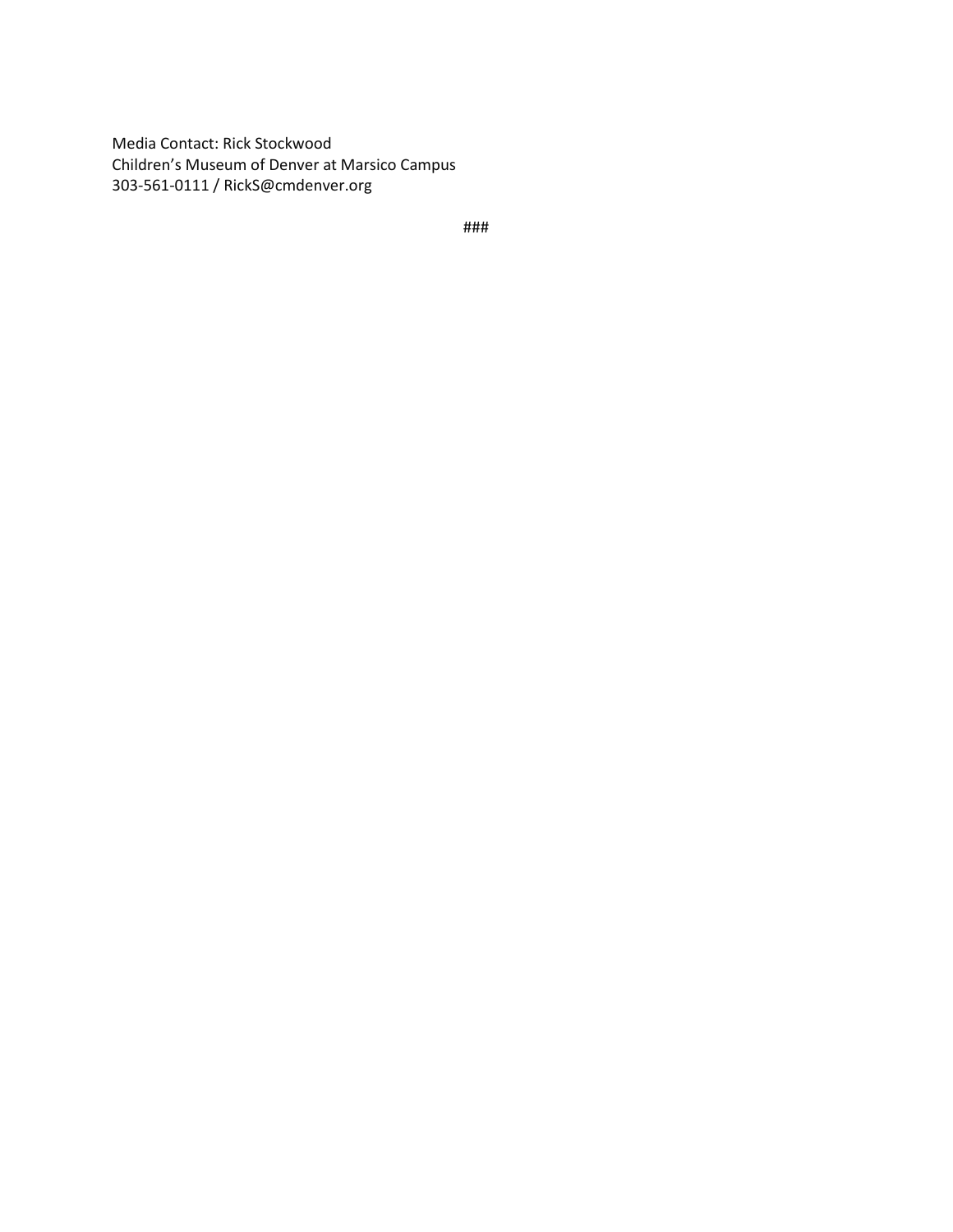Media Contact: Rick Stockwood
Children's Museum of Denver at Marsico Campus
303-561-0111 / RickS@cmdenver.org

###